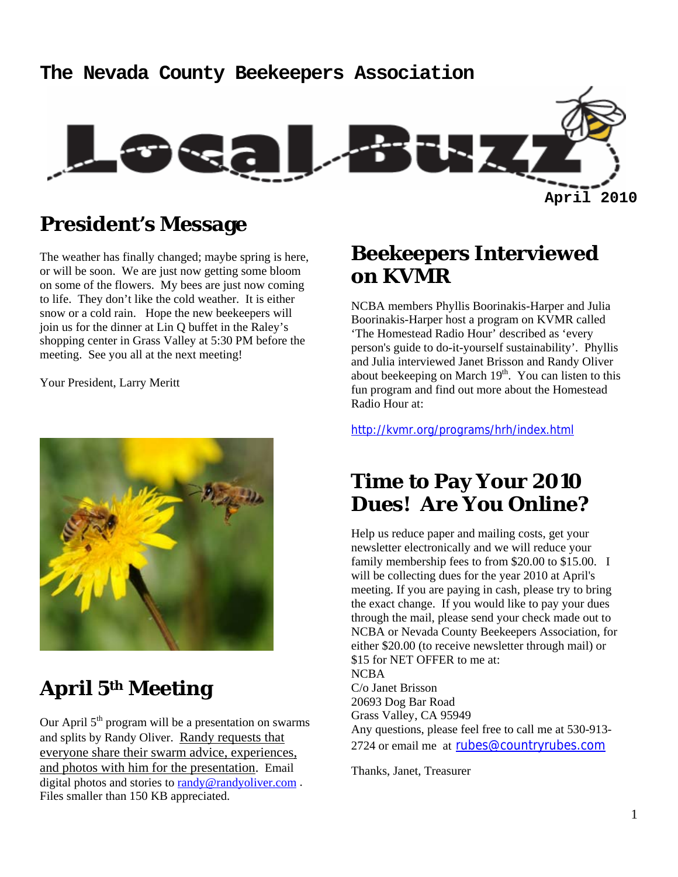# The Nevada County Beekeepers Association

# Local Buzz

April 2010

## President's Message

The weather has finally changed; maybe spring is here, or will be soon. We are just now getting some bloom on some of the flowers. My bees are just now coming to life. They don't like the cold weather. It is either snow or a cold rain. Hope the new beekeepers will join us for the dinner at Lin Q buffet in the Raley's shopping center in Grass Valley at 5:30 PM before the meeting. See you all at the next meeting!

Your President, Larry Meritt

## April 5th Meeting

Our April 5th program will be a presentation on swarms and splits by Randy Oliver. Randy requests that everyone share their swarm advice, experiences, and photos with him for the presentation. Email digital photos and stories to randy@randyoliver.com . Files smaller than 150 KB appreciated.

## Beekeepers Interviewed on KVMR

NCBA members Phyllis Boorinakis-Harper and Julia Boorinakis-Harper host a program on KVMR called 'The Homestead Radio Hour' described as 'every person's guide to do-it-yourself sustainability'. Phyllis and Julia interviewed Janet Brisson and Randy Oliver about beekeeping on March 19th. You can listen to this fun program and find out more about the Homestead Radio Hour at:

http://kvmr.org/programs/hrh/index.html

## Time to Pay Your 2010 Dues! Are You Online?

Help us reduce paper and mailing costs, get your newsletter electronically and we will reduce your family membership fees to from $20.00 to $15.00. I will be collecting dues for the year 2010 at April's meeting. If you are paying in cash, please try to bring the exact change. If you would like to pay your dues through the mail, please send your check made out to NCBA or Nevada County Beekeepers Association, for either $20.00 (to receive newsletter through mail) or $15 for NET OFFER to me at:
NCBA
C/o Janet Brisson
20693 Dog Bar Road
Grass Valley, CA 95949
Any questions, please feel free to call me at 530-913-2724 or email me at rubes@countryrubes.com

Thanks, Janet, Treasurer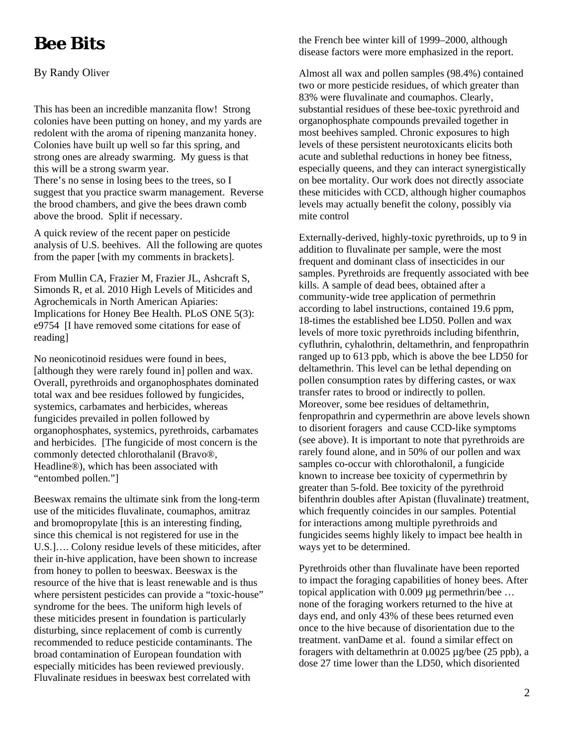# Bee Bits

By Randy Oliver

This has been an incredible manzanita flow! Strong colonies have been putting on honey, and my yards are redolent with the aroma of ripening manzanita honey. Colonies have built up well so far this spring, and strong ones are already swarming. My guess is that this will be a strong swarm year.
There's no sense in losing bees to the trees, so I suggest that you practice swarm management. Reverse the brood chambers, and give the bees drawn comb above the brood. Split if necessary.

A quick review of the recent paper on pesticide analysis of U.S. beehives. All the following are quotes from the paper [with my comments in brackets].

From Mullin CA, Frazier M, Frazier JL, Ashcraft S, Simonds R, et al. 2010 High Levels of Miticides and Agrochemicals in North American Apiaries: Implications for Honey Bee Health. PLoS ONE 5(3): e9754 [I have removed some citations for ease of reading]

No neonicotinoid residues were found in bees, [although they were rarely found in] pollen and wax. Overall, pyrethroids and organophosphates dominated total wax and bee residues followed by fungicides, systemics, carbamates and herbicides, whereas fungicides prevailed in pollen followed by organophosphates, systemics, pyrethroids, carbamates and herbicides. [The fungicide of most concern is the commonly detected chlorothalanil (Bravo®, Headline®), which has been associated with "entombed pollen."]

Beeswax remains the ultimate sink from the long-term use of the miticides fluvalinate, coumaphos, amitraz and bromopropylate [this is an interesting finding, since this chemical is not registered for use in the U.S.]…. Colony residue levels of these miticides, after their in-hive application, have been shown to increase from honey to pollen to beeswax. Beeswax is the resource of the hive that is least renewable and is thus where persistent pesticides can provide a "toxic-house" syndrome for the bees. The uniform high levels of these miticides present in foundation is particularly disturbing, since replacement of comb is currently recommended to reduce pesticide contaminants. The broad contamination of European foundation with especially miticides has been reviewed previously. Fluvalinate residues in beeswax best correlated with the French bee winter kill of 1999–2000, although disease factors were more emphasized in the report.

Almost all wax and pollen samples (98.4%) contained two or more pesticide residues, of which greater than 83% were fluvalinate and coumaphos. Clearly, substantial residues of these bee-toxic pyrethroid and organophosphate compounds prevailed together in most beehives sampled. Chronic exposures to high levels of these persistent neurotoxicants elicits both acute and sublethal reductions in honey bee fitness, especially queens, and they can interact synergistically on bee mortality. Our work does not directly associate these miticides with CCD, although higher coumaphos levels may actually benefit the colony, possibly via mite control

Externally-derived, highly-toxic pyrethroids, up to 9 in addition to fluvalinate per sample, were the most frequent and dominant class of insecticides in our samples. Pyrethroids are frequently associated with bee kills. A sample of dead bees, obtained after a community-wide tree application of permethrin according to label instructions, contained 19.6 ppm, 18-times the established bee LD50. Pollen and wax levels of more toxic pyrethroids including bifenthrin, cyfluthrin, cyhalothrin, deltamethrin, and fenpropathrin ranged up to 613 ppb, which is above the bee LD50 for deltamethrin. This level can be lethal depending on pollen consumption rates by differing castes, or wax transfer rates to brood or indirectly to pollen. Moreover, some bee residues of deltamethrin, fenpropathrin and cypermethrin are above levels shown to disorient foragers and cause CCD-like symptoms (see above). It is important to note that pyrethroids are rarely found alone, and in 50% of our pollen and wax samples co-occur with chlorothalonil, a fungicide known to increase bee toxicity of cypermethrin by greater than 5-fold. Bee toxicity of the pyrethroid bifenthrin doubles after Apistan (fluvalinate) treatment, which frequently coincides in our samples. Potential for interactions among multiple pyrethroids and fungicides seems highly likely to impact bee health in ways yet to be determined.

Pyrethroids other than fluvalinate have been reported to impact the foraging capabilities of honey bees. After topical application with 0.009 µg permethrin/bee … none of the foraging workers returned to the hive at days end, and only 43% of these bees returned even once to the hive because of disorientation due to the treatment. vanDame et al. found a similar effect on foragers with deltamethrin at 0.0025 µg/bee (25 ppb), a dose 27 time lower than the LD50, which disoriented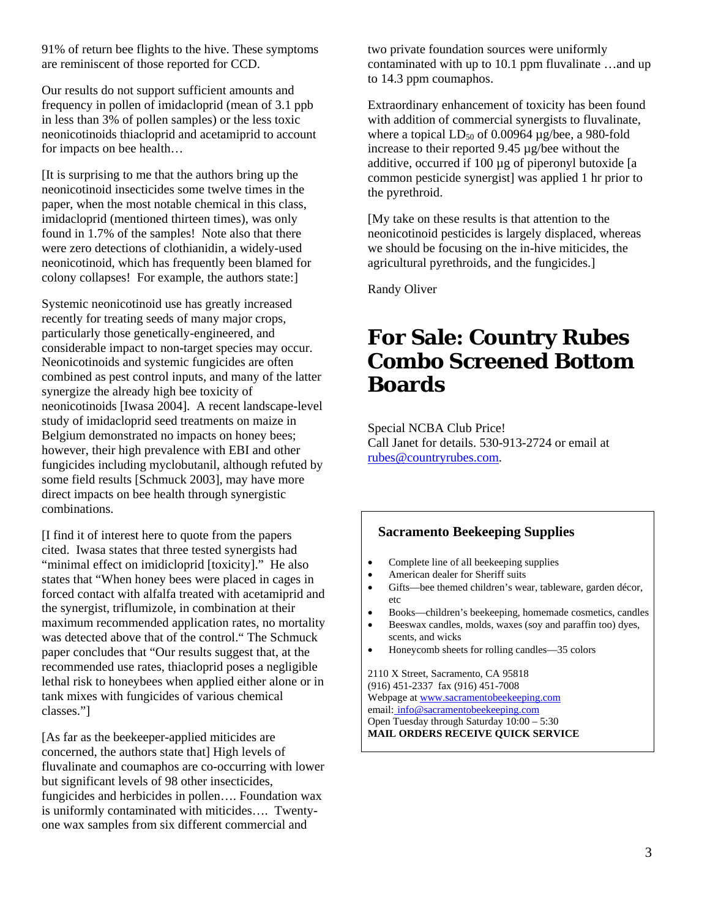91% of return bee flights to the hive. These symptoms are reminiscent of those reported for CCD.

Our results do not support sufficient amounts and frequency in pollen of imidacloprid (mean of 3.1 ppb in less than 3% of pollen samples) or the less toxic neonicotinoids thiacloprid and acetamiprid to account for impacts on bee health…

[It is surprising to me that the authors bring up the neonicotinoid insecticides some twelve times in the paper, when the most notable chemical in this class, imidacloprid (mentioned thirteen times), was only found in 1.7% of the samples! Note also that there were zero detections of clothianidin, a widely-used neonicotinoid, which has frequently been blamed for colony collapses! For example, the authors state:]

Systemic neonicotinoid use has greatly increased recently for treating seeds of many major crops, particularly those genetically-engineered, and considerable impact to non-target species may occur. Neonicotinoids and systemic fungicides are often combined as pest control inputs, and many of the latter synergize the already high bee toxicity of neonicotinoids [Iwasa 2004]. A recent landscape-level study of imidacloprid seed treatments on maize in Belgium demonstrated no impacts on honey bees; however, their high prevalence with EBI and other fungicides including myclobutanil, although refuted by some field results [Schmuck 2003], may have more direct impacts on bee health through synergistic combinations.

[I find it of interest here to quote from the papers cited. Iwasa states that three tested synergists had "minimal effect on imidicloprid [toxicity]." He also states that "When honey bees were placed in cages in forced contact with alfalfa treated with acetamiprid and the synergist, triflumizole, in combination at their maximum recommended application rates, no mortality was detected above that of the control." The Schmuck paper concludes that "Our results suggest that, at the recommended use rates, thiacloprid poses a negligible lethal risk to honeybees when applied either alone or in tank mixes with fungicides of various chemical classes."]

[As far as the beekeeper-applied miticides are concerned, the authors state that] High levels of fluvalinate and coumaphos are co-occurring with lower but significant levels of 98 other insecticides, fungicides and herbicides in pollen…. Foundation wax is uniformly contaminated with miticides…. Twenty-one wax samples from six different commercial and two private foundation sources were uniformly contaminated with up to 10.1 ppm fluvalinate …and up to 14.3 ppm coumaphos.

Extraordinary enhancement of toxicity has been found with addition of commercial synergists to fluvalinate, where a topical $LD_{50}$ of 0.00964 µg/bee, a 980-fold increase to their reported 9.45 µg/bee without the additive, occurred if 100 µg of piperonyl butoxide [a common pesticide synergist] was applied 1 hr prior to the pyrethroid.

[My take on these results is that attention to the neonicotinoid pesticides is largely displaced, whereas we should be focusing on the in-hive miticides, the agricultural pyrethroids, and the fungicides.]

Randy Oliver

# For Sale: Country Rubes Combo Screened Bottom Boards

Special NCBA Club Price!
Call Janet for details. 530-913-2724 or email at rubes@countryrubes.com.

**Sacramento Beekeeping Supplies**

- Complete line of all beekeeping supplies
- American dealer for Sheriff suits
- Gifts—bee themed children's wear, tableware, garden décor, etc
- Books—children's beekeeping, homemade cosmetics, candles
- Beeswax candles, molds, waxes (soy and paraffin too) dyes, scents, and wicks
- Honeycomb sheets for rolling candles—35 colors

2110 X Street, Sacramento, CA 95818
(916) 451-2337 fax (916) 451-7008
Webpage at www.sacramentobeekeeping.com
email: info@sacramentobeekeeping.com
Open Tuesday through Saturday 10:00 – 5:30
**MAIL ORDERS RECEIVE QUICK SERVICE**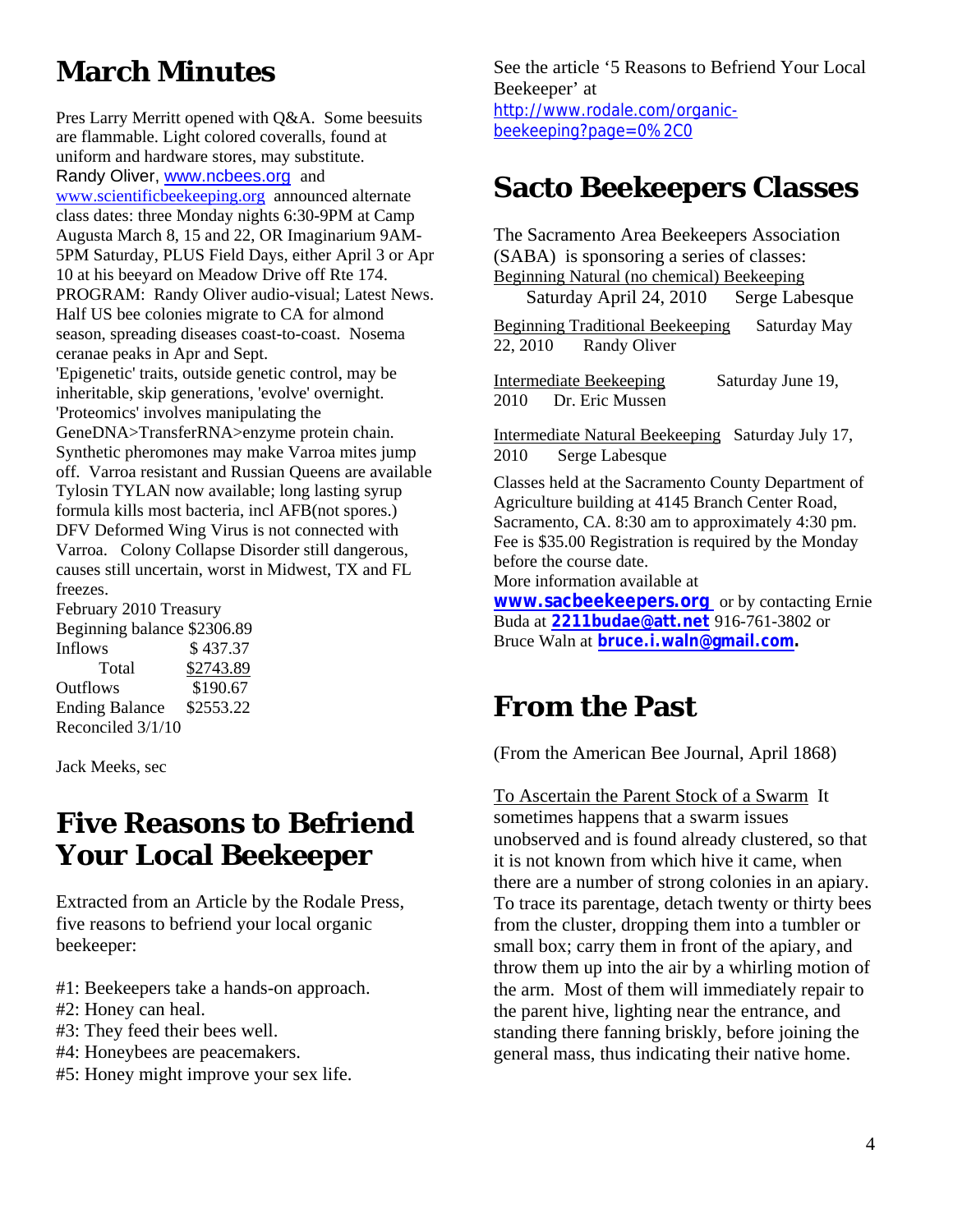# March Minutes

Pres Larry Merritt opened with Q&A. Some beesuits are flammable. Light colored coveralls, found at uniform and hardware stores, may substitute. Randy Oliver, www.ncbees.org and www.scientificbeekeeping.org announced alternate class dates: three Monday nights 6:30-9PM at Camp Augusta March 8, 15 and 22, OR Imaginarium 9AM-5PM Saturday, PLUS Field Days, either April 3 or Apr 10 at his beeyard on Meadow Drive off Rte 174.
PROGRAM: Randy Oliver audio-visual; Latest News. Half US bee colonies migrate to CA for almond season, spreading diseases coast-to-coast. Nosema ceranae peaks in Apr and Sept.
'Epigenetic' traits, outside genetic control, may be inheritable, skip generations, 'evolve' overnight. 'Proteomics' involves manipulating the GeneDNA>TransferRNA>enzyme protein chain. Synthetic pheromones may make Varroa mites jump off. Varroa resistant and Russian Queens are available Tylosin TYLAN now available; long lasting syrup formula kills most bacteria, incl AFB(not spores.) DFV Deformed Wing Virus is not connected with Varroa. Colony Collapse Disorder still dangerous, causes still uncertain, worst in Midwest, TX and FL freezes.

February 2010 Treasury

| | |
|---|---|
| Beginning balance | $2306.89 |
| Inflows | $ 437.37 |
| Total | $2743.89 |
| Outflows | $190.67 |
| Ending Balance | $2553.22 |

Reconciled 3/1/10

Jack Meeks, sec

# Five Reasons to Befriend Your Local Beekeeper

Extracted from an Article by the Rodale Press, five reasons to befriend your local organic beekeeper:

#1: Beekeepers take a hands-on approach.
#2: Honey can heal.
#3: They feed their bees well.
#4: Honeybees are peacemakers.
#5: Honey might improve your sex life.

See the article '5 Reasons to Befriend Your Local Beekeeper' at http://www.rodale.com/organic-beekeeping?page=0%2C0

# Sacto Beekeepers Classes

The Sacramento Area Beekeepers Association (SABA) is sponsoring a series of classes:

Beginning Natural (no chemical) Beekeeping Saturday April 24, 2010 Serge Labesque

Beginning Traditional Beekeeping Saturday May 22, 2010 Randy Oliver

Intermediate Beekeeping Saturday June 19, 2010 Dr. Eric Mussen

Intermediate Natural Beekeeping Saturday July 17, 2010 Serge Labesque

Classes held at the Sacramento County Department of Agriculture building at 4145 Branch Center Road, Sacramento, CA. 8:30 am to approximately 4:30 pm. Fee is $35.00 Registration is required by the Monday before the course date.
More information available at **www.sacbeekeepers.org** or by contacting Ernie Buda at **2211budae@att.net** 916-761-3802 or Bruce Waln at **bruce.i.waln@gmail.com**.

# From the Past

(From the American Bee Journal, April 1868)

To Ascertain the Parent Stock of a Swarm It sometimes happens that a swarm issues unobserved and is found already clustered, so that it is not known from which hive it came, when there are a number of strong colonies in an apiary. To trace its parentage, detach twenty or thirty bees from the cluster, dropping them into a tumbler or small box; carry them in front of the apiary, and throw them up into the air by a whirling motion of the arm. Most of them will immediately repair to the parent hive, lighting near the entrance, and standing there fanning briskly, before joining the general mass, thus indicating their native home.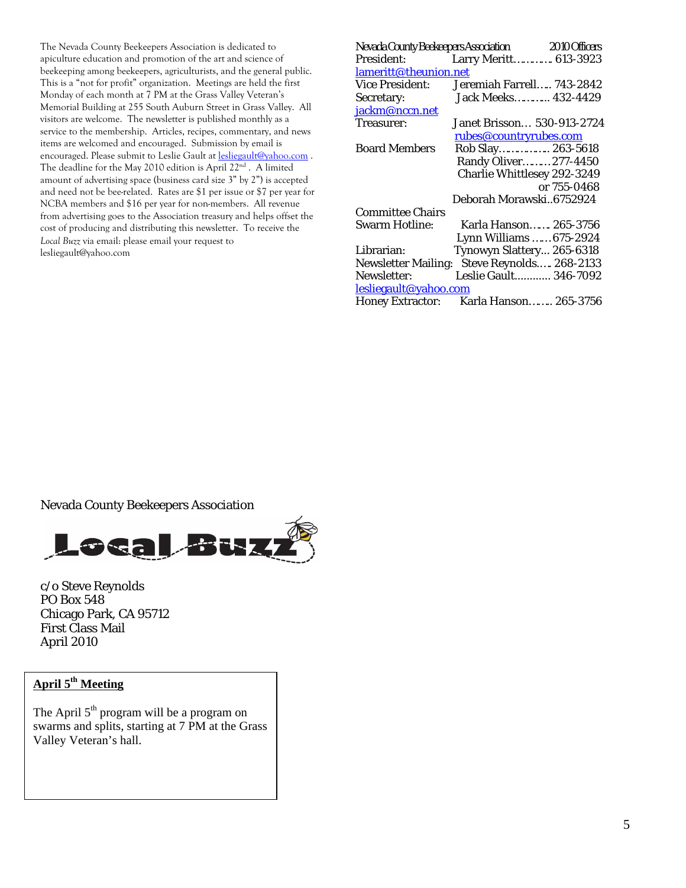The Nevada County Beekeepers Association is dedicated to apiculture education and promotion of the art and science of beekeeping among beekeepers, agriculturists, and the general public. This is a "not for profit" organization. Meetings are held the first Monday of each month at 7 PM at the Grass Valley Veteran's Memorial Building at 255 South Auburn Street in Grass Valley. All visitors are welcome. The newsletter is published monthly as a service to the membership. Articles, recipes, commentary, and news items are welcomed and encouraged. Submission by email is encouraged. Please submit to Leslie Gault at lesliegault@yahoo.com . The deadline for the May 2010 edition is April 22nd . A limited amount of advertising space (business card size 3" by 2") is accepted and need not be bee-related. Rates are $1 per issue or $7 per year for NCBA members and $16 per year for non-members. All revenue from advertising goes to the Association treasury and helps offset the cost of producing and distributing this newsletter. To receive the *Local Buzz* via email: please email your request to lesliegault@yahoo.com

**Nevada County Beekeepers Association 2010 Officers**

President: Larry Meritt………. 613-3923
lameritt@theunion.net
Vice President: Jeremiah Farrell…. 743-2842
Secretary: Jack Meeks………. 432-4429
jackm@nccn.net
Treasurer: Janet Brisson… 530-913-2724
rubes@countryrubes.com
Board Members
Rob Slay…………… 263-5618
Randy Oliver……..277-4450
Charlie Whittlesey 292-3249
or 755-0468
Deborah Morawski..6752924

Committee Chairs
Swarm Hotline: Karla Hanson…… 265-3756
Lynn Williams ……675-2924
Librarian: Tynowyn Slattery… 265-6318
Newsletter Mailing: Steve Reynolds…. 268-2133
Newsletter: Leslie Gault………… 346-7092
lesliegault@yahoo.com
Honey Extractor: Karla Hanson……. 265-3756

Nevada County Beekeepers Association

**Local Buzz**

c/o Steve Reynolds
PO Box 548
Chicago Park, CA 95712
First Class Mail
April 2010

**April 5th Meeting**

The April 5th program will be a program on swarms and splits, starting at 7 PM at the Grass Valley Veteran's hall.